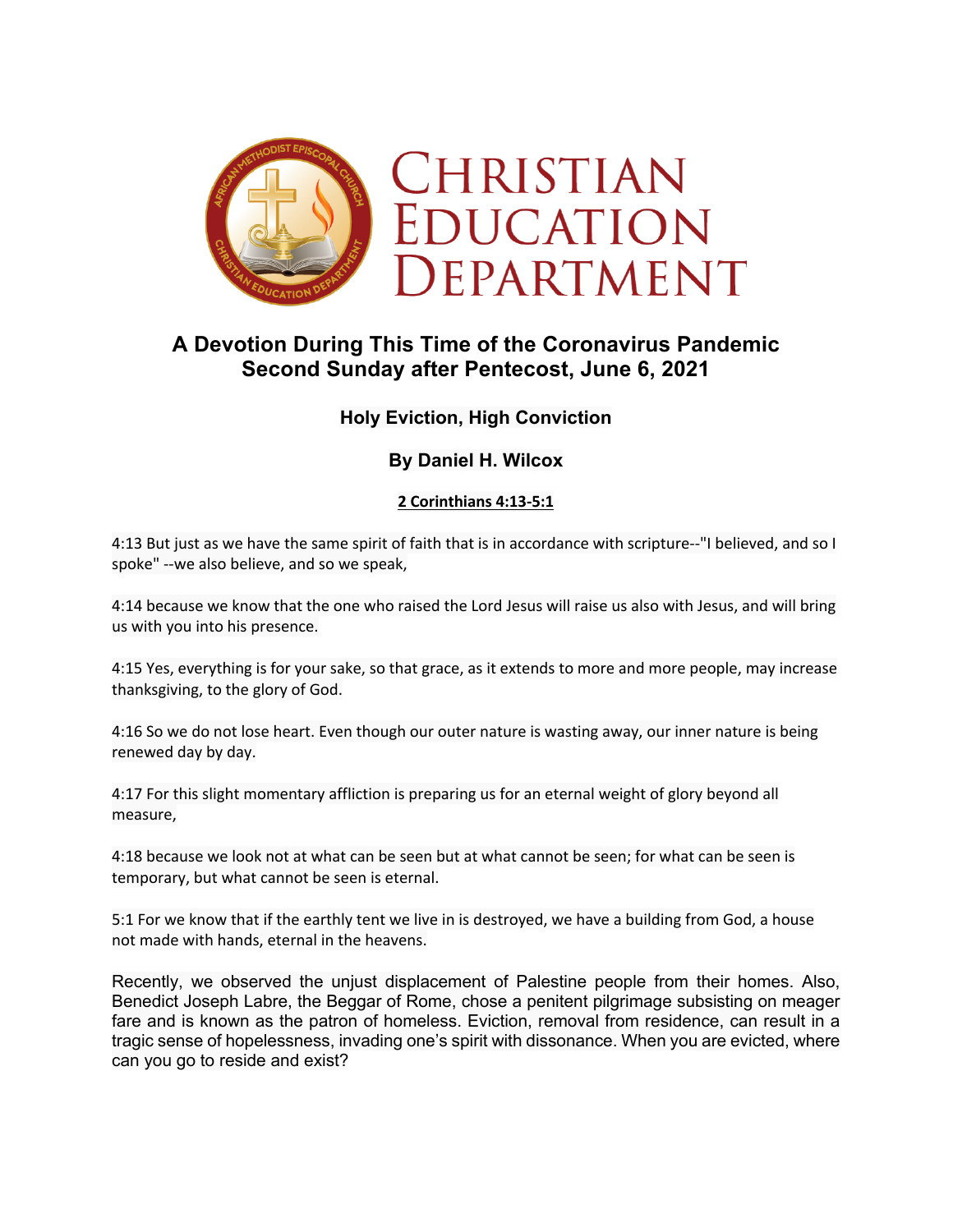# Christian Education Department

## A Devotion During This Time of the Coronavirus Pandemic
## Second Sunday after Pentecost, June 6, 2021

### Holy Eviction, High Conviction

### By Daniel H. Wilcox

**2 Corinthians 4:13-5:1**

4:13 But just as we have the same spirit of faith that is in accordance with scripture--"I believed, and so I spoke" --we also believe, and so we speak,

4:14 because we know that the one who raised the Lord Jesus will raise us also with Jesus, and will bring us with you into his presence.

4:15 Yes, everything is for your sake, so that grace, as it extends to more and more people, may increase thanksgiving, to the glory of God.

4:16 So we do not lose heart. Even though our outer nature is wasting away, our inner nature is being renewed day by day.

4:17 For this slight momentary affliction is preparing us for an eternal weight of glory beyond all measure,

4:18 because we look not at what can be seen but at what cannot be seen; for what can be seen is temporary, but what cannot be seen is eternal.

5:1 For we know that if the earthly tent we live in is destroyed, we have a building from God, a house not made with hands, eternal in the heavens.

Recently, we observed the unjust displacement of Palestine people from their homes. Also, Benedict Joseph Labre, the Beggar of Rome, chose a penitent pilgrimage subsisting on meager fare and is known as the patron of homeless. Eviction, removal from residence, can result in a tragic sense of hopelessness, invading one's spirit with dissonance. When you are evicted, where can you go to reside and exist?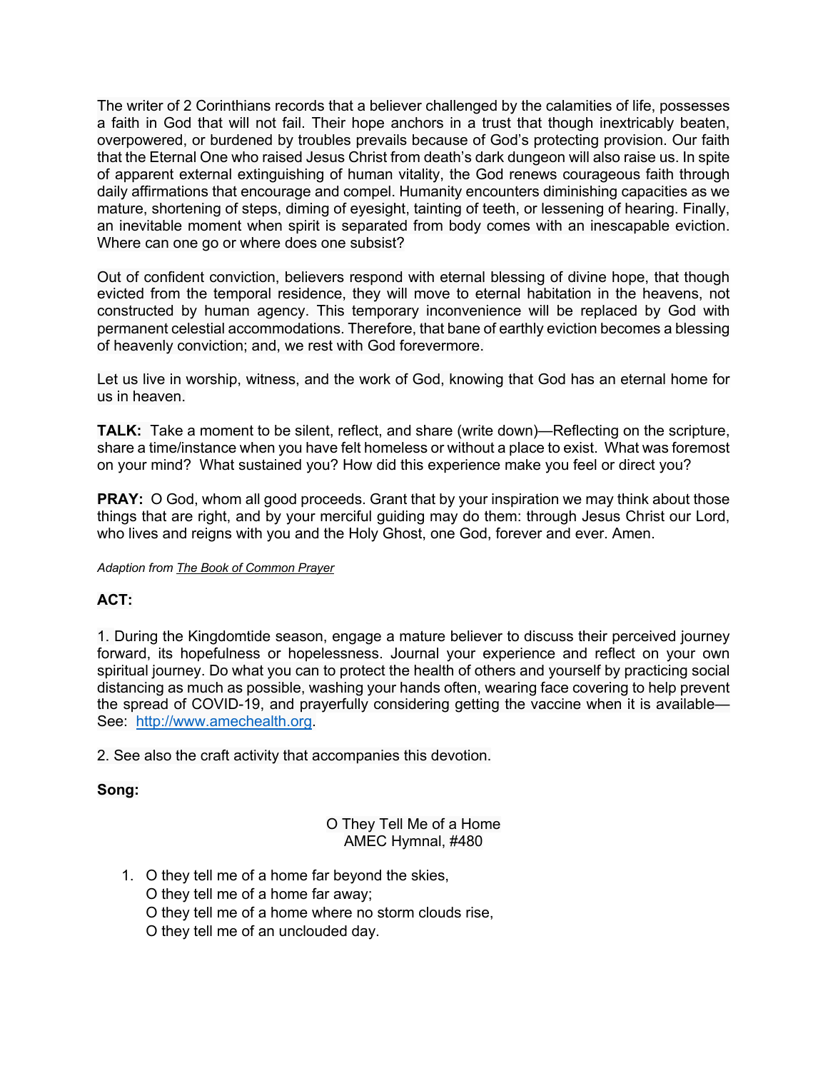The writer of 2 Corinthians records that a believer challenged by the calamities of life, possesses a faith in God that will not fail. Their hope anchors in a trust that though inextricably beaten, overpowered, or burdened by troubles prevails because of God's protecting provision. Our faith that the Eternal One who raised Jesus Christ from death's dark dungeon will also raise us. In spite of apparent external extinguishing of human vitality, the God renews courageous faith through daily affirmations that encourage and compel. Humanity encounters diminishing capacities as we mature, shortening of steps, diming of eyesight, tainting of teeth, or lessening of hearing. Finally, an inevitable moment when spirit is separated from body comes with an inescapable eviction. Where can one go or where does one subsist?

Out of confident conviction, believers respond with eternal blessing of divine hope, that though evicted from the temporal residence, they will move to eternal habitation in the heavens, not constructed by human agency. This temporary inconvenience will be replaced by God with permanent celestial accommodations. Therefore, that bane of earthly eviction becomes a blessing of heavenly conviction; and, we rest with God forevermore.

Let us live in worship, witness, and the work of God, knowing that God has an eternal home for us in heaven.

**TALK:** Take a moment to be silent, reflect, and share (write down)—Reflecting on the scripture, share a time/instance when you have felt homeless or without a place to exist. What was foremost on your mind? What sustained you? How did this experience make you feel or direct you?

**PRAY:** O God, whom all good proceeds. Grant that by your inspiration we may think about those things that are right, and by your merciful guiding may do them: through Jesus Christ our Lord, who lives and reigns with you and the Holy Ghost, one God, forever and ever. Amen.

*Adaption from The Book of Common Prayer*

**ACT:**

1. During the Kingdomtide season, engage a mature believer to discuss their perceived journey forward, its hopefulness or hopelessness. Journal your experience and reflect on your own spiritual journey. Do what you can to protect the health of others and yourself by practicing social distancing as much as possible, washing your hands often, wearing face covering to help prevent the spread of COVID-19, and prayerfully considering getting the vaccine when it is available—See: http://www.amechealth.org.

2. See also the craft activity that accompanies this devotion.

**Song:**

O They Tell Me of a Home
AMEC Hymnal, #480

1. O they tell me of a home far beyond the skies,
   O they tell me of a home far away;
   O they tell me of a home where no storm clouds rise,
   O they tell me of an unclouded day.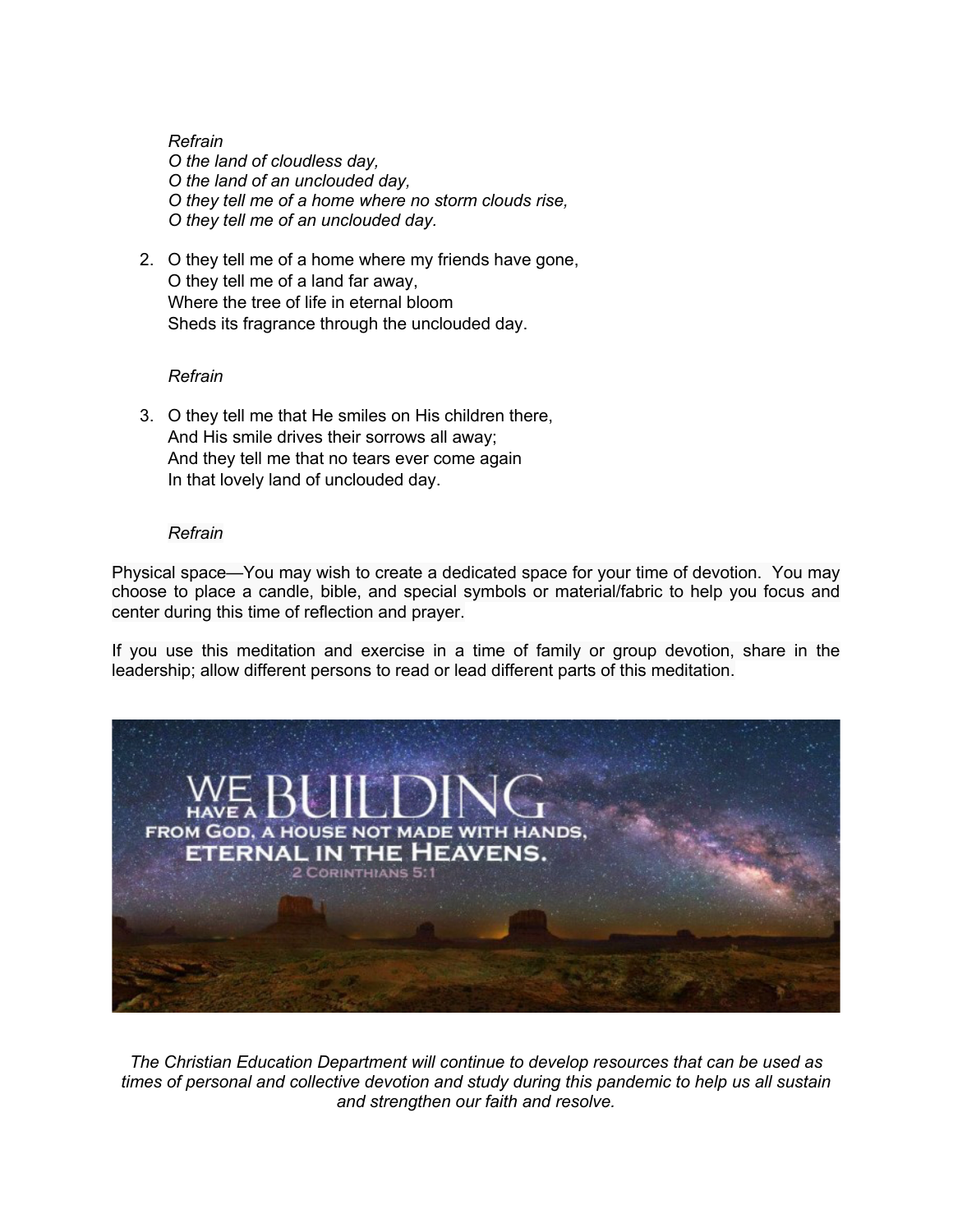*Refrain*
*O the land of cloudless day,*
*O the land of an unclouded day,*
*O they tell me of a home where no storm clouds rise,*
*O they tell me of an unclouded day.*

2. O they tell me of a home where my friends have gone,
   O they tell me of a land far away,
   Where the tree of life in eternal bloom
   Sheds its fragrance through the unclouded day.

   *Refrain*

3. O they tell me that He smiles on His children there,
   And His smile drives their sorrows all away;
   And they tell me that no tears ever come again
   In that lovely land of unclouded day.

   *Refrain*

Physical space—You may wish to create a dedicated space for your time of devotion. You may choose to place a candle, bible, and special symbols or material/fabric to help you focus and center during this time of reflection and prayer.

If you use this meditation and exercise in a time of family or group devotion, share in the leadership; allow different persons to read or lead different parts of this meditation.

WE HAVE A BUILDING FROM GOD, A HOUSE NOT MADE WITH HANDS, ETERNAL IN THE HEAVENS.
2 CORINTHIANS 5:1

*The Christian Education Department will continue to develop resources that can be used as times of personal and collective devotion and study during this pandemic to help us all sustain and strengthen our faith and resolve.*